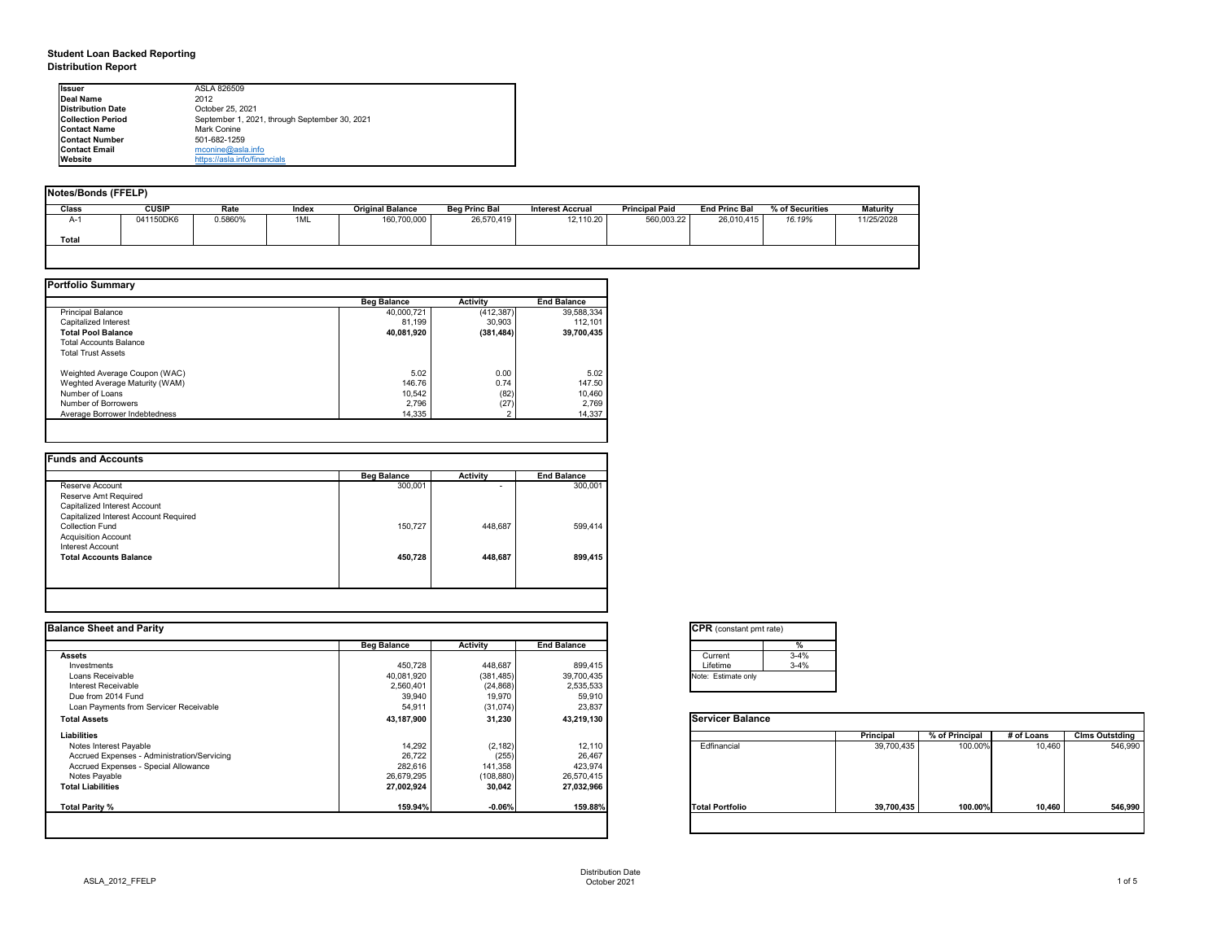# Student Loan Backed Reporting
## Distribution Report

| | |
|---|---|
| **Issuer** | ASLA 826509 |
| **Deal Name** | 2012 |
| **Distribution Date** | October 25, 2021 |
| **Collection Period** | September 1, 2021, through September 30, 2021 |
| **Contact Name** | Mark Conine |
| **Contact Number** | 501-682-1259 |
| **Contact Email** | mconine@asla.info |
| **Website** | https://asla.info/financials |

### Notes/Bonds (FFELP)

| Class | CUSIP | Rate | Index | Original Balance | Beg Princ Bal | Interest Accrual | Principal Paid | End Princ Bal | % of Securities | Maturity |
|---|---|---|---|---|---|---|---|---|---|---|
| A-1 | 041150DK6 | 0.5860% | 1ML | 160,700,000 | 26,570,419 | 12,110.20 | 560,003.22 | 26,010,415 | *16.19%* | 11/25/2028 |
| **Total** | | | | | | | | | | |

### Portfolio Summary

| | Beg Balance | Activity | End Balance |
|---|---|---|---|
| Principal Balance | 40,000,721 | (412,387) | 39,588,334 |
| Capitalized Interest | 81,199 | 30,903 | 112,101 |
| **Total Pool Balance** | **40,081,920** | **(381,484)** | **39,700,435** |
| Total Accounts Balance | | | |
| Total Trust Assets | | | |
| | | | |
| Weighted Average Coupon (WAC) | 5.02 | 0.00 | 5.02 |
| Weghted Average Maturity (WAM) | 146.76 | 0.74 | 147.50 |
| Number of Loans | 10,542 | (82) | 10,460 |
| Number of Borrowers | 2,796 | (27) | 2,769 |
| Average Borrower Indebtedness | 14,335 | 2 | 14,337 |

### Funds and Accounts

| | Beg Balance | Activity | End Balance |
|---|---|---|---|
| Reserve Account | 300,001 | - | 300,001 |
| Reserve Amt Required | | | |
| Capitalized Interest Account | | | |
| Capitalized Interest Account Required | | | |
| Collection Fund | 150,727 | 448,687 | 599,414 |
| Acquisition Account | | | |
| Interest Account | | | |
| **Total Accounts Balance** | **450,728** | **448,687** | **899,415** |

### Balance Sheet and Parity

| | Beg Balance | Activity | End Balance |
|---|---|---|---|
| **Assets** | | | |
| Investments | 450,728 | 448,687 | 899,415 |
| Loans Receivable | 40,081,920 | (381,485) | 39,700,435 |
| Interest Receivable | 2,560,401 | (24,868) | 2,535,533 |
| Due from 2014 Fund | 39,940 | 19,970 | 59,910 |
| Loan Payments from Servicer Receivable | 54,911 | (31,074) | 23,837 |
| **Total Assets** | **43,187,900** | **31,230** | **43,219,130** |
| **Liabilities** | | | |
| Notes Interest Payable | 14,292 | (2,182) | 12,110 |
| Accrued Expenses - Administration/Servicing | 26,722 | (255) | 26,467 |
| Accrued Expenses - Special Allowance | 282,616 | 141,358 | 423,974 |
| Notes Payable | 26,679,295 | (108,880) | 26,570,415 |
| **Total Liabilities** | **27,002,924** | **30,042** | **27,032,966** |
| | | | |
| **Total Parity %** | **159.94%** | **-0.06%** | **159.88%** |

### CPR (constant pmt rate)

| | % |
|---|---|
| Current | 3-4% |
| Lifetime | 3-4% |

Note: Estimate only

### Servicer Balance

| | Principal | % of Principal | # of Loans | Clms Outstding |
|---|---|---|---|---|
| Edfinancial | 39,700,435 | 100.00% | 10,460 | 546,990 |
| **Total Portfolio** | **39,700,435** | **100.00%** | **10,460** | **546,990** |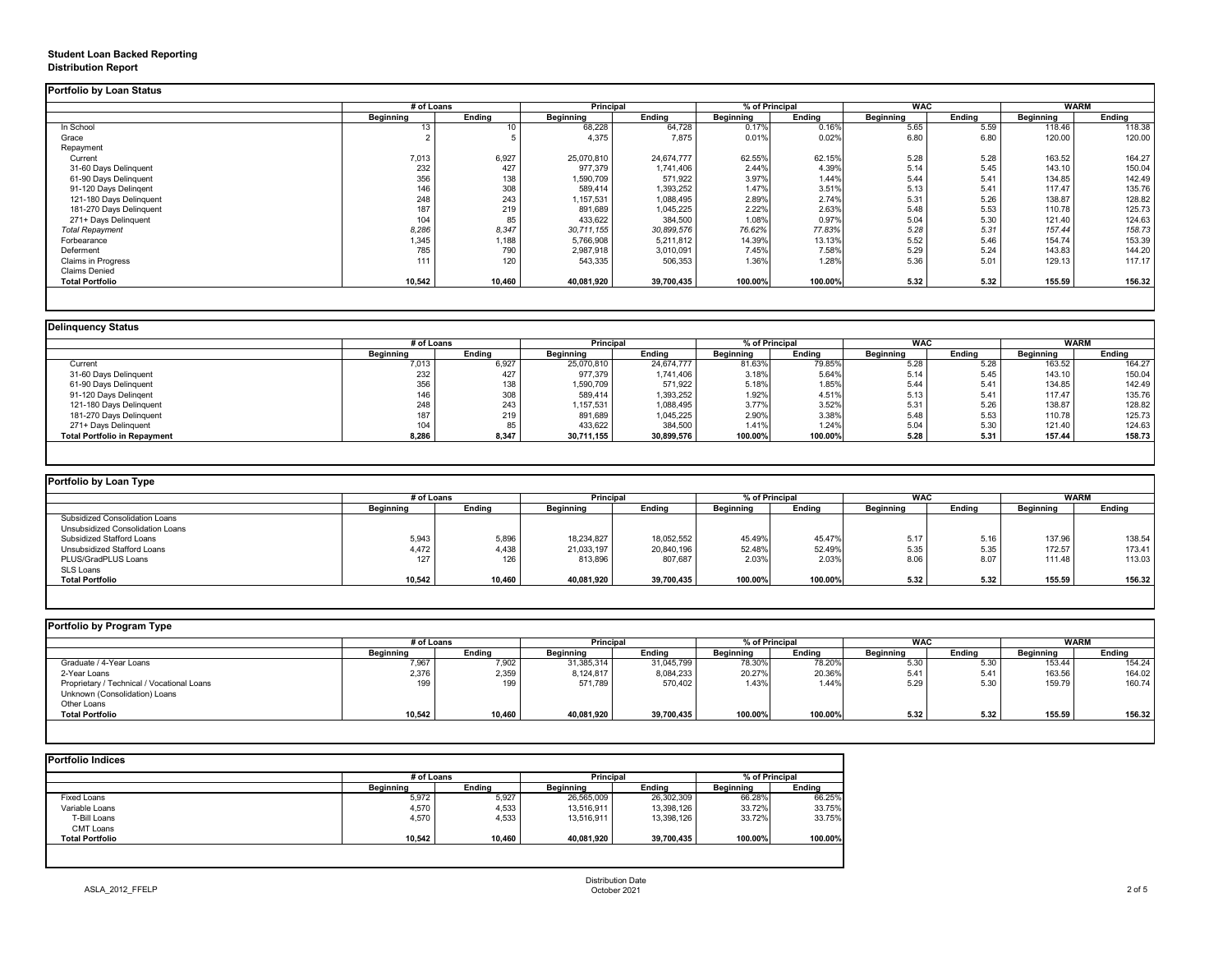# Student Loan Backed Reporting
## Distribution Report

### Portfolio by Loan Status

| | # of Loans | | Principal | | % of Principal | | WAC | | WARM | |
|---|---|---|---|---|---|---|---|---|---|---|
| | Beginning | Ending | Beginning | Ending | Beginning | Ending | Beginning | Ending | Beginning | Ending |
| In School | 13 | 10 | 68,228 | 64,728 | 0.17% | 0.16% | 5.65 | 5.59 | 118.46 | 118.38 |
| Grace | 2 | 5 | 4,375 | 7,875 | 0.01% | 0.02% | 6.80 | 6.80 | 120.00 | 120.00 |
| Repayment | | | | | | | | | | |
| Current | 7,013 | 6,927 | 25,070,810 | 24,674,777 | 62.55% | 62.15% | 5.28 | 5.28 | 163.52 | 164.27 |
| 31-60 Days Delinquent | 232 | 427 | 977,379 | 1,741,406 | 2.44% | 4.39% | 5.14 | 5.45 | 143.10 | 150.04 |
| 61-90 Days Delinquent | 356 | 138 | 1,590,709 | 571,922 | 3.97% | 1.44% | 5.44 | 5.41 | 134.85 | 142.49 |
| 91-120 Days Delingent | 146 | 308 | 589,414 | 1,393,252 | 1.47% | 3.51% | 5.13 | 5.41 | 117.47 | 135.76 |
| 121-180 Days Delinquent | 248 | 243 | 1,157,531 | 1,088,495 | 2.89% | 2.74% | 5.31 | 5.26 | 138.87 | 128.82 |
| 181-270 Days Delinquent | 187 | 219 | 891,689 | 1,045,225 | 2.22% | 2.63% | 5.48 | 5.53 | 110.78 | 125.73 |
| 271+ Days Delinquent | 104 | 85 | 433,622 | 384,500 | 1.08% | 0.97% | 5.04 | 5.30 | 121.40 | 124.63 |
| *Total Repayment* | *8,286* | *8,347* | *30,711,155* | *30,899,576* | *76.62%* | *77.83%* | *5.28* | *5.31* | *157.44* | *158.73* |
| Forbearance | 1,345 | 1,188 | 5,766,908 | 5,211,812 | 14.39% | 13.13% | 5.52 | 5.46 | 154.74 | 153.39 |
| Deferment | 785 | 790 | 2,987,918 | 3,010,091 | 7.45% | 7.58% | 5.29 | 5.24 | 143.83 | 144.20 |
| Claims in Progress | 111 | 120 | 543,335 | 506,353 | 1.36% | 1.28% | 5.36 | 5.01 | 129.13 | 117.17 |
| Claims Denied | | | | | | | | | | |
| **Total Portfolio** | **10,542** | **10,460** | **40,081,920** | **39,700,435** | **100.00%** | **100.00%** | **5.32** | **5.32** | **155.59** | **156.32** |

### Delinquency Status

| | # of Loans | | Principal | | % of Principal | | WAC | | WARM | |
|---|---|---|---|---|---|---|---|---|---|---|
| | Beginning | Ending | Beginning | Ending | Beginning | Ending | Beginning | Ending | Beginning | Ending |
| Current | 7,013 | 6,927 | 25,070,810 | 24,674,777 | 81.63% | 79.85% | 5.28 | 5.28 | 163.52 | 164.27 |
| 31-60 Days Delinquent | 232 | 427 | 977,379 | 1,741,406 | 3.18% | 5.64% | 5.14 | 5.45 | 143.10 | 150.04 |
| 61-90 Days Delinquent | 356 | 138 | 1,590,709 | 571,922 | 5.18% | 1.85% | 5.44 | 5.41 | 134.85 | 142.49 |
| 91-120 Days Delingent | 146 | 308 | 589,414 | 1,393,252 | 1.92% | 4.51% | 5.13 | 5.41 | 117.47 | 135.76 |
| 121-180 Days Delinquent | 248 | 243 | 1,157,531 | 1,088,495 | 3.77% | 3.52% | 5.31 | 5.26 | 138.87 | 128.82 |
| 181-270 Days Delinquent | 187 | 219 | 891,689 | 1,045,225 | 2.90% | 3.38% | 5.48 | 5.53 | 110.78 | 125.73 |
| 271+ Days Delinquent | 104 | 85 | 433,622 | 384,500 | 1.41% | 1.24% | 5.04 | 5.30 | 121.40 | 124.63 |
| **Total Portfolio in Repayment** | **8,286** | **8,347** | **30,711,155** | **30,899,576** | **100.00%** | **100.00%** | **5.28** | **5.31** | **157.44** | **158.73** |

### Portfolio by Loan Type

| | # of Loans | | Principal | | % of Principal | | WAC | | WARM | |
|---|---|---|---|---|---|---|---|---|---|---|
| | Beginning | Ending | Beginning | Ending | Beginning | Ending | Beginning | Ending | Beginning | Ending |
| Subsidized Consolidation Loans | | | | | | | | | | |
| Unsubsidized Consolidation Loans | | | | | | | | | | |
| Subsidized Stafford Loans | 5,943 | 5,896 | 18,234,827 | 18,052,552 | 45.49% | 45.47% | 5.17 | 5.16 | 137.96 | 138.54 |
| Unsubsidized Stafford Loans | 4,472 | 4,438 | 21,033,197 | 20,840,196 | 52.48% | 52.49% | 5.35 | 5.35 | 172.57 | 173.41 |
| PLUS/GradPLUS Loans | 127 | 126 | 813,896 | 807,687 | 2.03% | 2.03% | 8.06 | 8.07 | 111.48 | 113.03 |
| SLS Loans | | | | | | | | | | |
| **Total Portfolio** | **10,542** | **10,460** | **40,081,920** | **39,700,435** | **100.00%** | **100.00%** | **5.32** | **5.32** | **155.59** | **156.32** |

### Portfolio by Program Type

| | # of Loans | | Principal | | % of Principal | | WAC | | WARM | |
|---|---|---|---|---|---|---|---|---|---|---|
| | Beginning | Ending | Beginning | Ending | Beginning | Ending | Beginning | Ending | Beginning | Ending |
| Graduate / 4-Year Loans | 7,967 | 7,902 | 31,385,314 | 31,045,799 | 78.30% | 78.20% | 5.30 | 5.30 | 153.44 | 154.24 |
| 2-Year Loans | 2,376 | 2,359 | 8,124,817 | 8,084,233 | 20.27% | 20.36% | 5.41 | 5.41 | 163.56 | 164.02 |
| Proprietary / Technical / Vocational Loans | 199 | 199 | 571,789 | 570,402 | 1.43% | 1.44% | 5.29 | 5.30 | 159.79 | 160.74 |
| Unknown (Consolidation) Loans | | | | | | | | | | |
| Other Loans | | | | | | | | | | |
| **Total Portfolio** | **10,542** | **10,460** | **40,081,920** | **39,700,435** | **100.00%** | **100.00%** | **5.32** | **5.32** | **155.59** | **156.32** |

### Portfolio Indices

| | # of Loans | | Principal | | % of Principal | |
|---|---|---|---|---|---|---|
| | Beginning | Ending | Beginning | Ending | Beginning | Ending |
| Fixed Loans | 5,972 | 5,927 | 26,565,009 | 26,302,309 | 66.28% | 66.25% |
| Variable Loans | 4,570 | 4,533 | 13,516,911 | 13,398,126 | 33.72% | 33.75% |
| T-Bill Loans | 4,570 | 4,533 | 13,516,911 | 13,398,126 | 33.72% | 33.75% |
| CMT Loans | | | | | | |
| **Total Portfolio** | **10,542** | **10,460** | **40,081,920** | **39,700,435** | **100.00%** | **100.00%** |

ASLA_2012_FFELP

Distribution Date
October 2021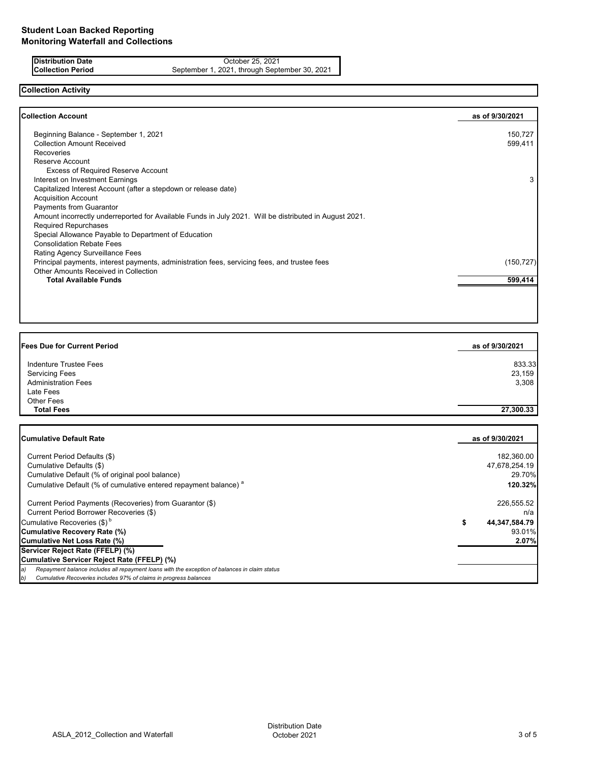# Student Loan Backed Reporting
## Monitoring Waterfall and Collections

| | |
|---|---|
| **Distribution Date** | October 25, 2021 |
| **Collection Period** | September 1, 2021, through September 30, 2021 |

## Collection Activity

| **Collection Account** | **as of 9/30/2021** |
|---|---|
| Beginning Balance - September 1, 2021 | 150,727 |
| Collection Amount Received | 599,411 |
| Recoveries | |
| Reserve Account | |
| Excess of Required Reserve Account | |
| Interest on Investment Earnings | 3 |
| Capitalized Interest Account (after a stepdown or release date) | |
| Acquisition Account | |
| Payments from Guarantor | |
| Amount incorrectly underreported for Available Funds in July 2021. Will be distributed in August 2021. | |
| Required Repurchases | |
| Special Allowance Payable to Department of Education | |
| Consolidation Rebate Fees | |
| Rating Agency Surveillance Fees | |
| Principal payments, interest payments, administration fees, servicing fees, and trustee fees | (150,727) |
| Other Amounts Received in Collection | |
| **Total Available Funds** | **599,414** |

| **Fees Due for Current Period** | **as of 9/30/2021** |
|---|---|
| Indenture Trustee Fees | 833.33 |
| Servicing Fees | 23,159 |
| Administration Fees | 3,308 |
| Late Fees | |
| Other Fees | |
| **Total Fees** | **27,300.33** |

| **Cumulative Default Rate** | **as of 9/30/2021** |
|---|---|
| Current Period Defaults ($) | 182,360.00 |
| Cumulative Defaults ($) | 47,678,254.19 |
| Cumulative Default (% of original pool balance) | 29.70% |
| Cumulative Default (% of cumulative entered repayment balance) [a] | **120.32%** |
| Current Period Payments (Recoveries) from Guarantor ($) | 226,555.52 |
| Current Period Borrower Recoveries ($) | n/a |
| Cumulative Recoveries ($) [b] | **$ 44,347,584.79** |
| **Cumulative Recovery Rate (%)** | 93.01% |
| **Cumulative Net Loss Rate (%)** | **2.07%** |
| **Servicer Reject Rate (FFELP) (%)** | |
| **Cumulative Servicer Reject Rate (FFELP) (%)** | |

*a) Repayment balance includes all repayment loans with the exception of balances in claim status*

*b) Cumulative Recoveries includes 97% of claims in progress balances*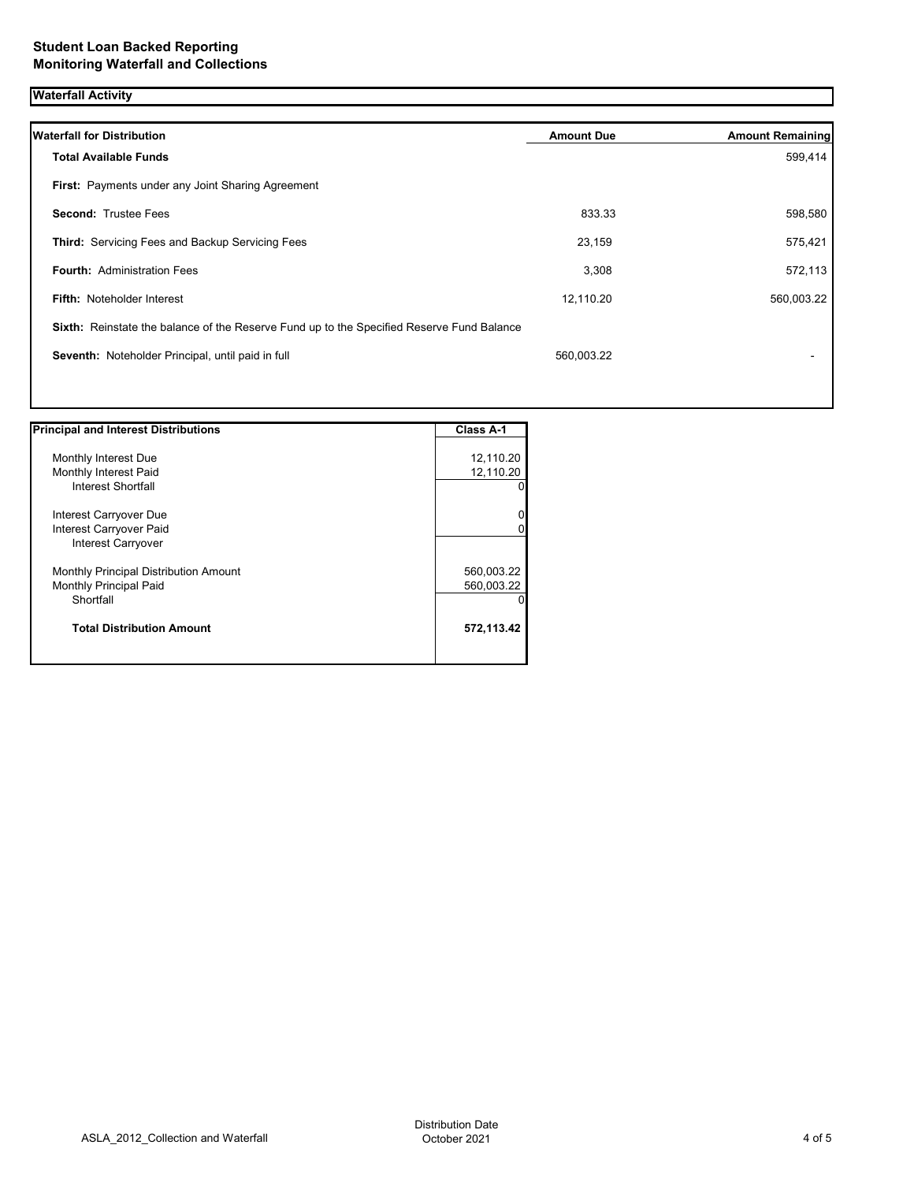# Student Loan Backed Reporting
## Monitoring Waterfall and Collections

### Waterfall Activity

| Waterfall for Distribution | Amount Due | Amount Remaining |
|---|---|---|
| **Total Available Funds** | | 599,414 |
| **First:** Payments under any Joint Sharing Agreement | | |
| **Second:** Trustee Fees | 833.33 | 598,580 |
| **Third:** Servicing Fees and Backup Servicing Fees | 23,159 | 575,421 |
| **Fourth:** Administration Fees | 3,308 | 572,113 |
| **Fifth:** Noteholder Interest | 12,110.20 | 560,003.22 |
| **Sixth:** Reinstate the balance of the Reserve Fund up to the Specified Reserve Fund Balance | | |
| **Seventh:** Noteholder Principal, until paid in full | 560,003.22 | - |

| Principal and Interest Distributions | Class A-1 |
|---|---|
| Monthly Interest Due | 12,110.20 |
| Monthly Interest Paid | 12,110.20 |
| Interest Shortfall | 0 |
| Interest Carryover Due | 0 |
| Interest Carryover Paid | 0 |
| Interest Carryover | |
| Monthly Principal Distribution Amount | 560,003.22 |
| Monthly Principal Paid | 560,003.22 |
| Shortfall | 0 |
| **Total Distribution Amount** | **572,113.42** |

ASLA_2012_Collection and Waterfall

Distribution Date
October 2021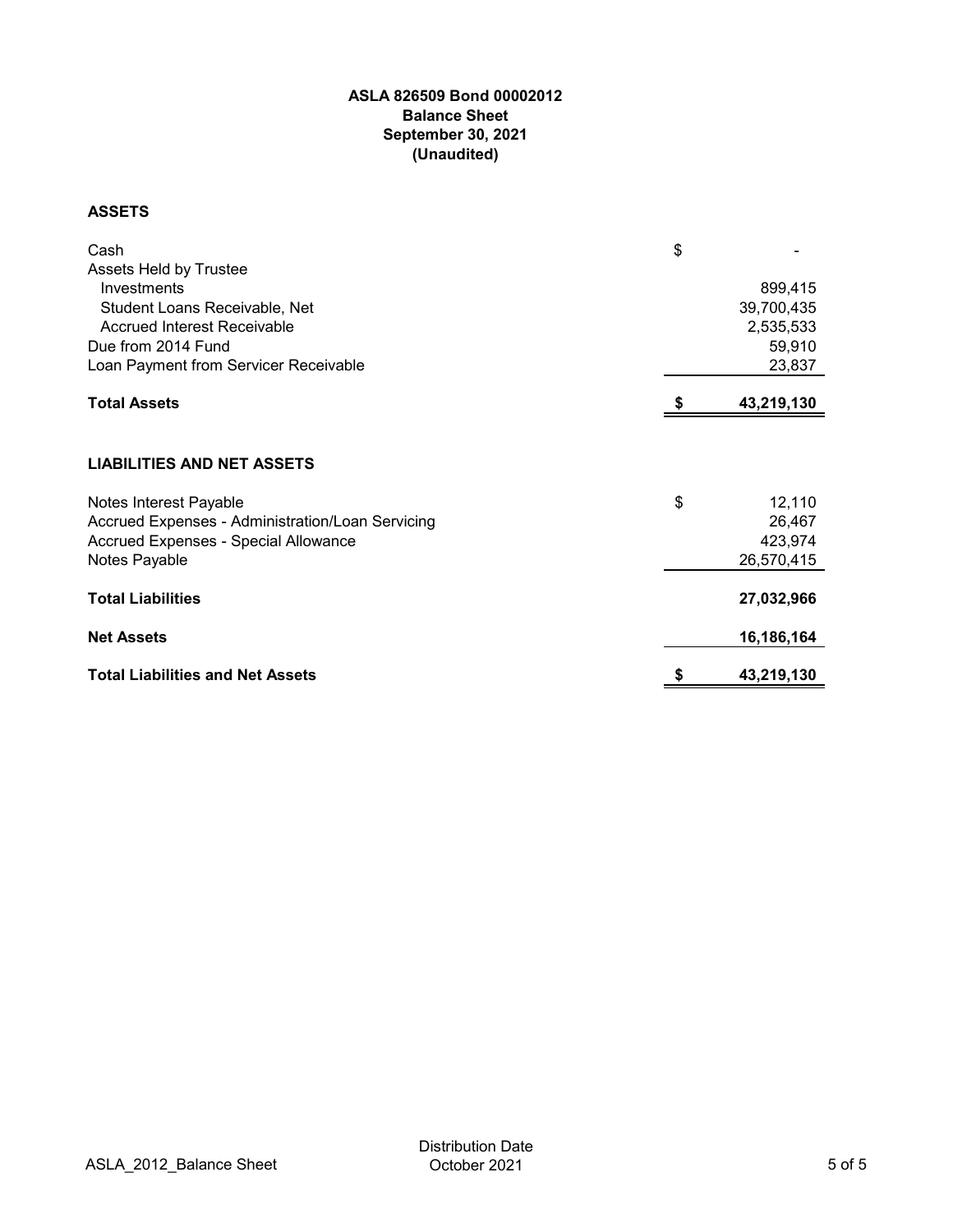**ASLA 826509 Bond 00002012**
**Balance Sheet**
**September 30, 2021**
**(Unaudited)**

## ASSETS

| | | |
|---|---|---|
| Cash | $ | - |
| Assets Held by Trustee | | |
| Investments | | 899,415 |
| Student Loans Receivable, Net | | 39,700,435 |
| Accrued Interest Receivable | | 2,535,533 |
| Due from 2014 Fund | | 59,910 |
| Loan Payment from Servicer Receivable | | 23,837 |
| **Total Assets** | **$** | **43,219,130** |

## LIABILITIES AND NET ASSETS

| | | |
|---|---|---|
| Notes Interest Payable | $ | 12,110 |
| Accrued Expenses - Administration/Loan Servicing | | 26,467 |
| Accrued Expenses - Special Allowance | | 423,974 |
| Notes Payable | | 26,570,415 |
| **Total Liabilities** | | **27,032,966** |
| **Net Assets** | | **16,186,164** |
| **Total Liabilities and Net Assets** | **$** | **43,219,130** |

ASLA_2012_Balance Sheet

Distribution Date
October 2021